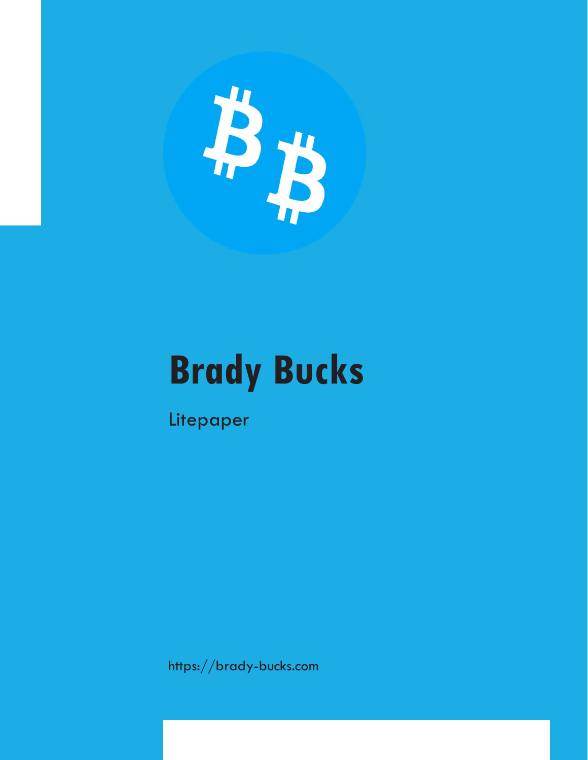# Brady Bucks

Litepaper

https://brady-bucks.com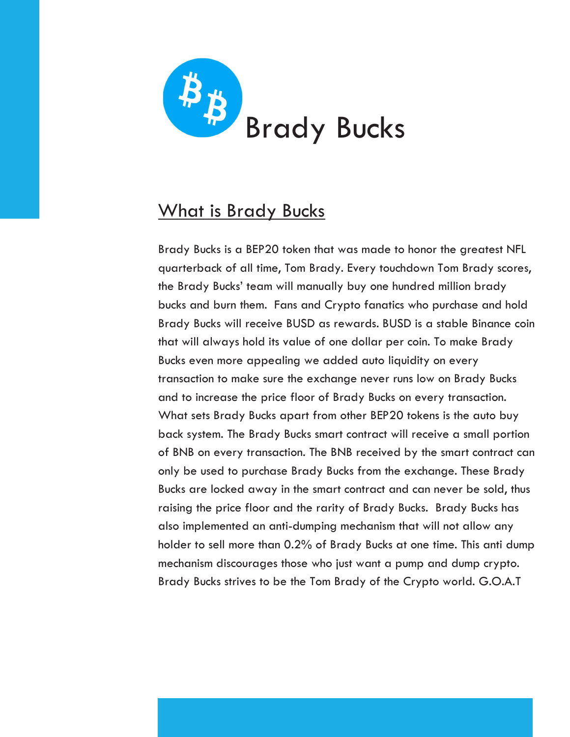# Brady Bucks

## What is Brady Bucks

Brady Bucks is a BEP20 token that was made to honor the greatest NFL quarterback of all time, Tom Brady. Every touchdown Tom Brady scores, the Brady Bucks' team will manually buy one hundred million brady bucks and burn them. Fans and Crypto fanatics who purchase and hold Brady Bucks will receive BUSD as rewards. BUSD is a stable Binance coin that will always hold its value of one dollar per coin. To make Brady Bucks even more appealing we added auto liquidity on every transaction to make sure the exchange never runs low on Brady Bucks and to increase the price floor of Brady Bucks on every transaction. What sets Brady Bucks apart from other BEP20 tokens is the auto buy back system. The Brady Bucks smart contract will receive a small portion of BNB on every transaction. The BNB received by the smart contract can only be used to purchase Brady Bucks from the exchange. These Brady Bucks are locked away in the smart contract and can never be sold, thus raising the price floor and the rarity of Brady Bucks. Brady Bucks has also implemented an anti-dumping mechanism that will not allow any holder to sell more than 0.2% of Brady Bucks at one time. This anti dump mechanism discourages those who just want a pump and dump crypto. Brady Bucks strives to be the Tom Brady of the Crypto world. G.O.A.T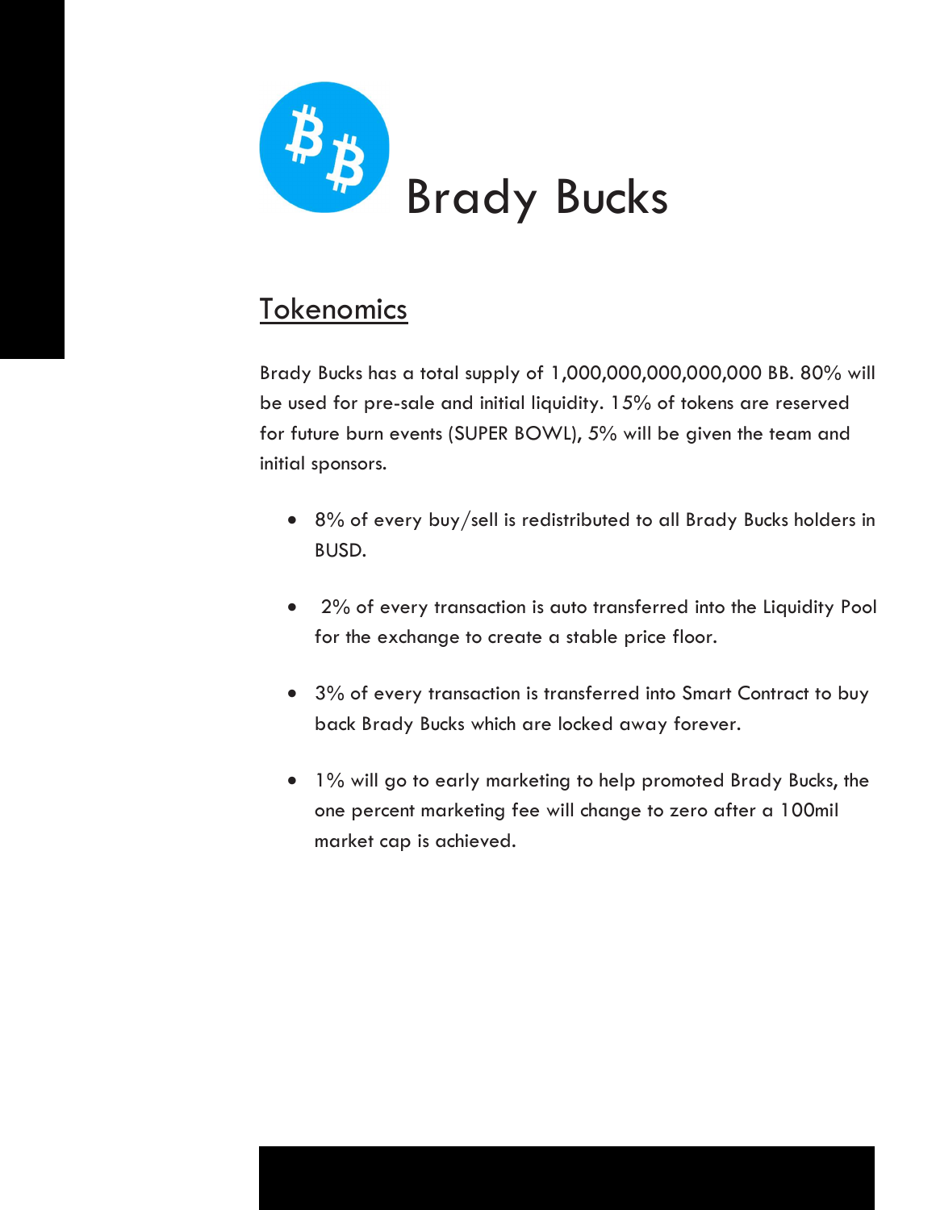# Brady Bucks

## Tokenomics

Brady Bucks has a total supply of 1,000,000,000,000,000 BB. 80% will be used for pre-sale and initial liquidity. 15% of tokens are reserved for future burn events (SUPER BOWL), 5% will be given the team and initial sponsors.

- 8% of every buy/sell is redistributed to all Brady Bucks holders in BUSD.
- 2% of every transaction is auto transferred into the Liquidity Pool for the exchange to create a stable price floor.
- 3% of every transaction is transferred into Smart Contract to buy back Brady Bucks which are locked away forever.
- 1% will go to early marketing to help promoted Brady Bucks, the one percent marketing fee will change to zero after a 100mil market cap is achieved.